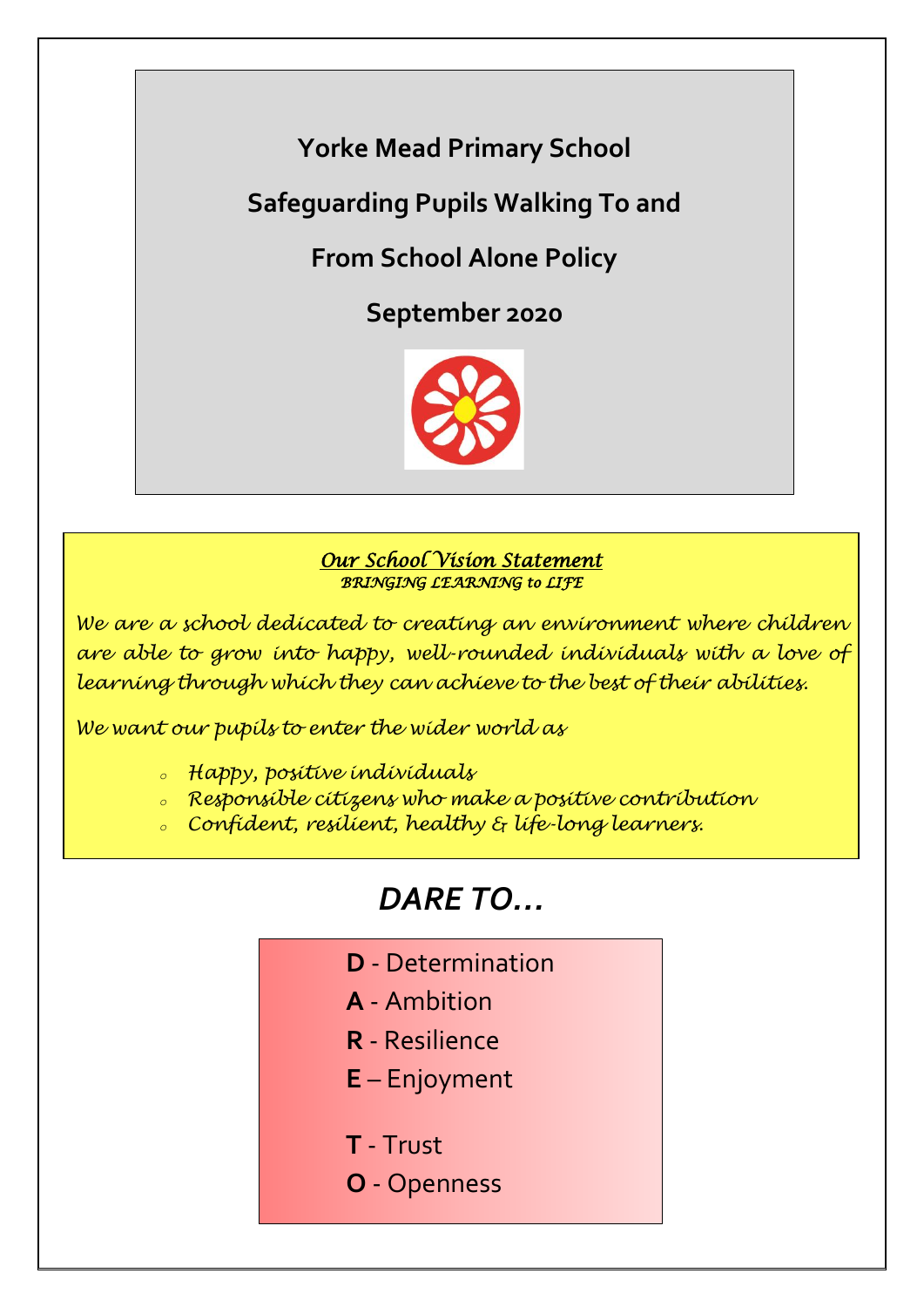# Yorke Mead Primary School

# Safeguarding Pupils Walking To and From School Alone Policy

## September 2020

***Our School Vision Statement***

***BRINGING LEARNING to LIFE***

*We are a school dedicated to creating an environment where children are able to grow into happy, well-rounded individuals with a love of learning through which they can achieve to the best of their abilities.*

*We want our pupils to enter the wider world as*

- *Happy, positive individuals*
- *Responsible citizens who make a positive contribution*
- *Confident, resilient, healthy & life-long learners.*

## *DARE TO…*

**D** - Determination

**A** - Ambition

**R** - Resilience

**E** – Enjoyment

**T** - Trust

**O** - Openness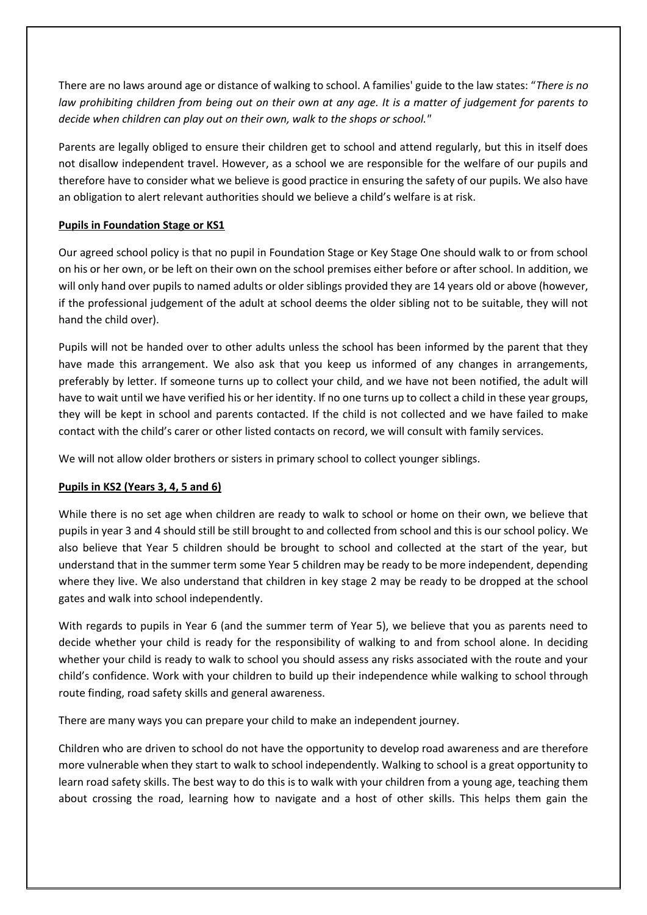There are no laws around age or distance of walking to school. A families' guide to the law states: "*There is no law prohibiting children from being out on their own at any age. It is a matter of judgement for parents to decide when children can play out on their own, walk to the shops or school.*"

Parents are legally obliged to ensure their children get to school and attend regularly, but this in itself does not disallow independent travel. However, as a school we are responsible for the welfare of our pupils and therefore have to consider what we believe is good practice in ensuring the safety of our pupils. We also have an obligation to alert relevant authorities should we believe a child's welfare is at risk.

**Pupils in Foundation Stage or KS1**

Our agreed school policy is that no pupil in Foundation Stage or Key Stage One should walk to or from school on his or her own, or be left on their own on the school premises either before or after school. In addition, we will only hand over pupils to named adults or older siblings provided they are 14 years old or above (however, if the professional judgement of the adult at school deems the older sibling not to be suitable, they will not hand the child over).

Pupils will not be handed over to other adults unless the school has been informed by the parent that they have made this arrangement. We also ask that you keep us informed of any changes in arrangements, preferably by letter. If someone turns up to collect your child, and we have not been notified, the adult will have to wait until we have verified his or her identity. If no one turns up to collect a child in these year groups, they will be kept in school and parents contacted. If the child is not collected and we have failed to make contact with the child's carer or other listed contacts on record, we will consult with family services.

We will not allow older brothers or sisters in primary school to collect younger siblings.

**Pupils in KS2 (Years 3, 4, 5 and 6)**

While there is no set age when children are ready to walk to school or home on their own, we believe that pupils in year 3 and 4 should still be still brought to and collected from school and this is our school policy. We also believe that Year 5 children should be brought to school and collected at the start of the year, but understand that in the summer term some Year 5 children may be ready to be more independent, depending where they live. We also understand that children in key stage 2 may be ready to be dropped at the school gates and walk into school independently.

With regards to pupils in Year 6 (and the summer term of Year 5), we believe that you as parents need to decide whether your child is ready for the responsibility of walking to and from school alone. In deciding whether your child is ready to walk to school you should assess any risks associated with the route and your child's confidence. Work with your children to build up their independence while walking to school through route finding, road safety skills and general awareness.

There are many ways you can prepare your child to make an independent journey.

Children who are driven to school do not have the opportunity to develop road awareness and are therefore more vulnerable when they start to walk to school independently. Walking to school is a great opportunity to learn road safety skills. The best way to do this is to walk with your children from a young age, teaching them about crossing the road, learning how to navigate and a host of other skills. This helps them gain the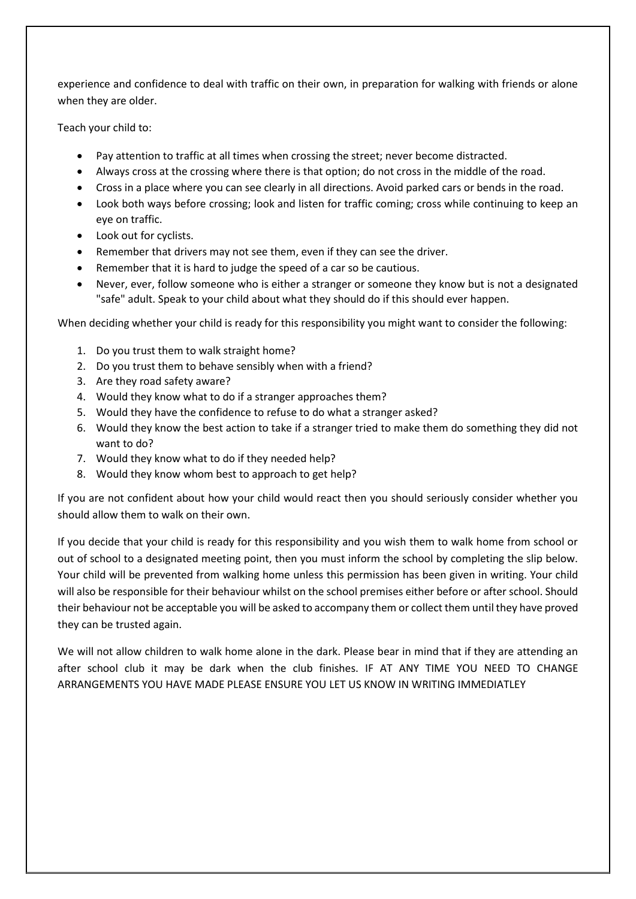experience and confidence to deal with traffic on their own, in preparation for walking with friends or alone when they are older.

Teach your child to:

- Pay attention to traffic at all times when crossing the street; never become distracted.
- Always cross at the crossing where there is that option; do not cross in the middle of the road.
- Cross in a place where you can see clearly in all directions. Avoid parked cars or bends in the road.
- Look both ways before crossing; look and listen for traffic coming; cross while continuing to keep an eye on traffic.
- Look out for cyclists.
- Remember that drivers may not see them, even if they can see the driver.
- Remember that it is hard to judge the speed of a car so be cautious.
- Never, ever, follow someone who is either a stranger or someone they know but is not a designated "safe" adult. Speak to your child about what they should do if this should ever happen.

When deciding whether your child is ready for this responsibility you might want to consider the following:

1. Do you trust them to walk straight home?
2. Do you trust them to behave sensibly when with a friend?
3. Are they road safety aware?
4. Would they know what to do if a stranger approaches them?
5. Would they have the confidence to refuse to do what a stranger asked?
6. Would they know the best action to take if a stranger tried to make them do something they did not want to do?
7. Would they know what to do if they needed help?
8. Would they know whom best to approach to get help?

If you are not confident about how your child would react then you should seriously consider whether you should allow them to walk on their own.

If you decide that your child is ready for this responsibility and you wish them to walk home from school or out of school to a designated meeting point, then you must inform the school by completing the slip below. Your child will be prevented from walking home unless this permission has been given in writing. Your child will also be responsible for their behaviour whilst on the school premises either before or after school. Should their behaviour not be acceptable you will be asked to accompany them or collect them until they have proved they can be trusted again.

We will not allow children to walk home alone in the dark. Please bear in mind that if they are attending an after school club it may be dark when the club finishes. IF AT ANY TIME YOU NEED TO CHANGE ARRANGEMENTS YOU HAVE MADE PLEASE ENSURE YOU LET US KNOW IN WRITING IMMEDIATLEY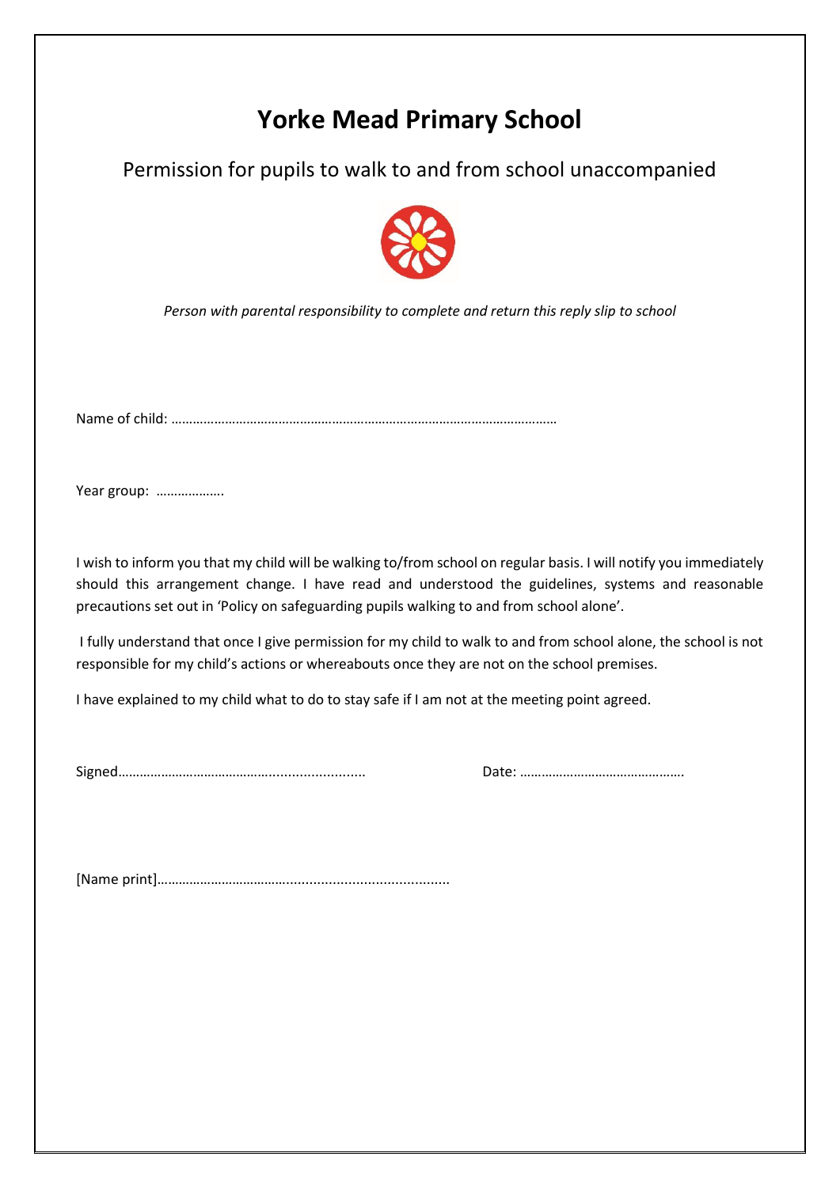# Yorke Mead Primary School

Permission for pupils to walk to and from school unaccompanied

*Person with parental responsibility to complete and return this reply slip to school*

Name of child: ……………………………………………………………………………………………

Year group: ……………….

I wish to inform you that my child will be walking to/from school on regular basis. I will notify you immediately should this arrangement change. I have read and understood the guidelines, systems and reasonable precautions set out in 'Policy on safeguarding pupils walking to and from school alone'.

I fully understand that once I give permission for my child to walk to and from school alone, the school is not responsible for my child's actions or whereabouts once they are not on the school premises.

I have explained to my child what to do to stay safe if I am not at the meeting point agreed.

Signed…………………………………………........................ Date: ……………………………………….

[Name print]……………………………….........................................